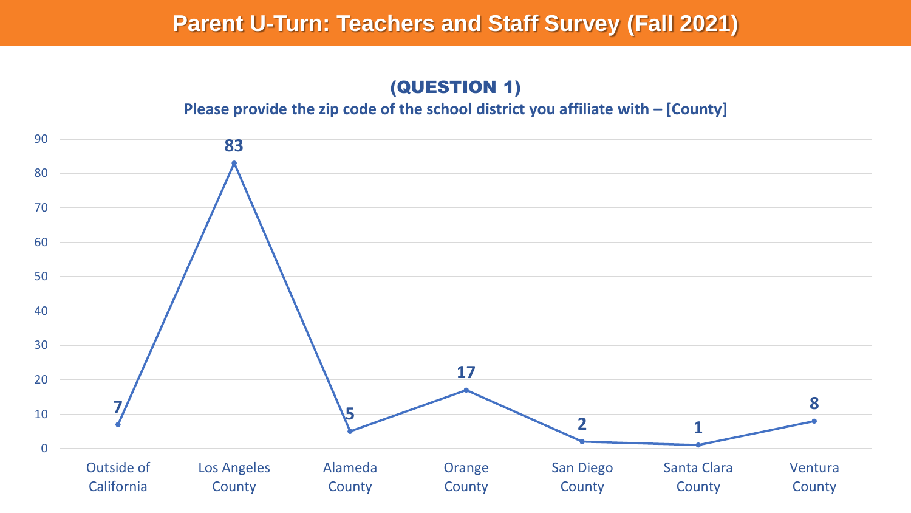# Parent U-Turn: Teachers and Staff Survey (Fall 2021)

## (QUESTION 1)

**Please provide the zip code of the school district you affiliate with – [County]**

| County | Count |
| --- | --- |
| Outside of California | 7 |
| Los Angeles County | 83 |
| Alameda County | 5 |
| Orange County | 17 |
| San Diego County | 2 |
| Santa Clara County | 1 |
| Ventura County | 8 |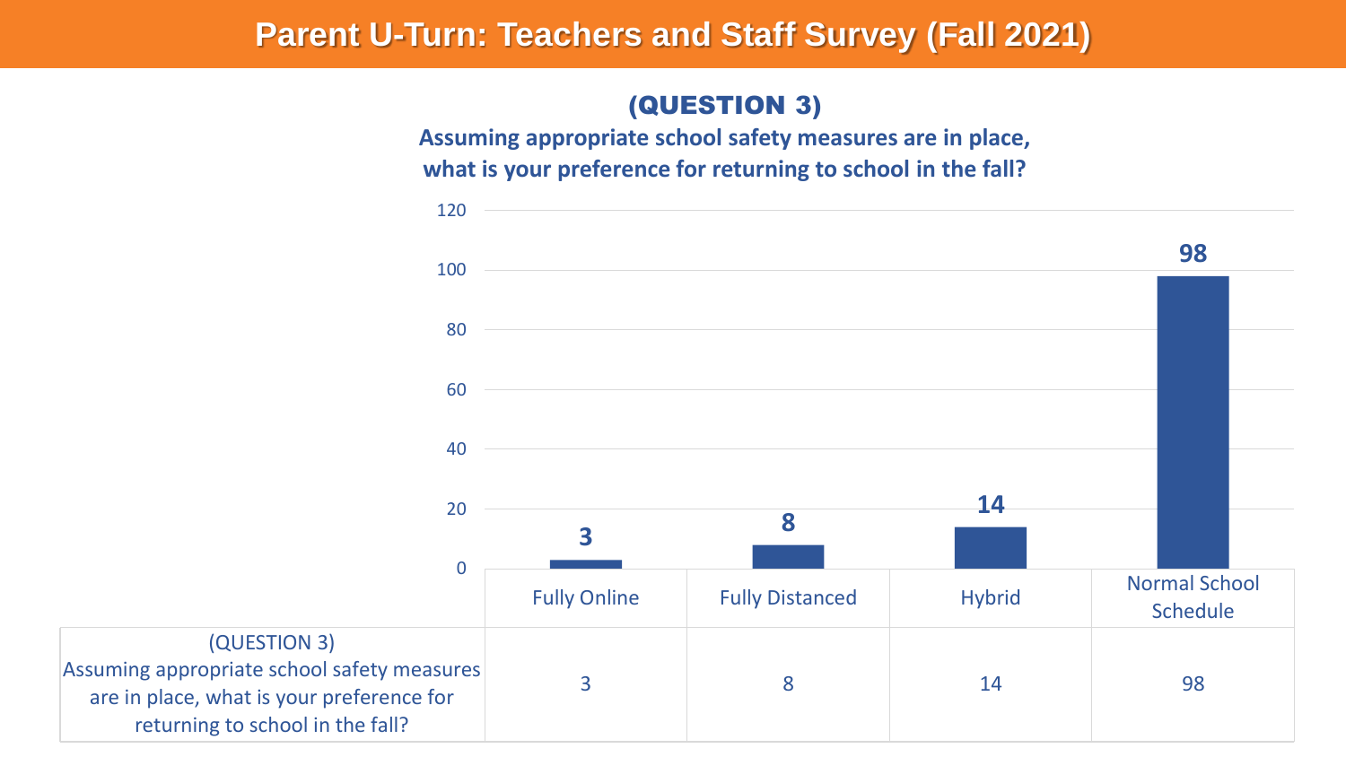# Parent U-Turn: Teachers and Staff Survey (Fall 2021)

## (QUESTION 3)

**Assuming appropriate school safety measures are in place, what is your preference for returning to school in the fall?**

| | Fully Online | Fully Distanced | Hybrid | Normal School Schedule |
|---|---|---|---|---|
| (QUESTION 3) Assuming appropriate school safety measures are in place, what is your preference for returning to school in the fall? | 3 | 8 | 14 | 98 |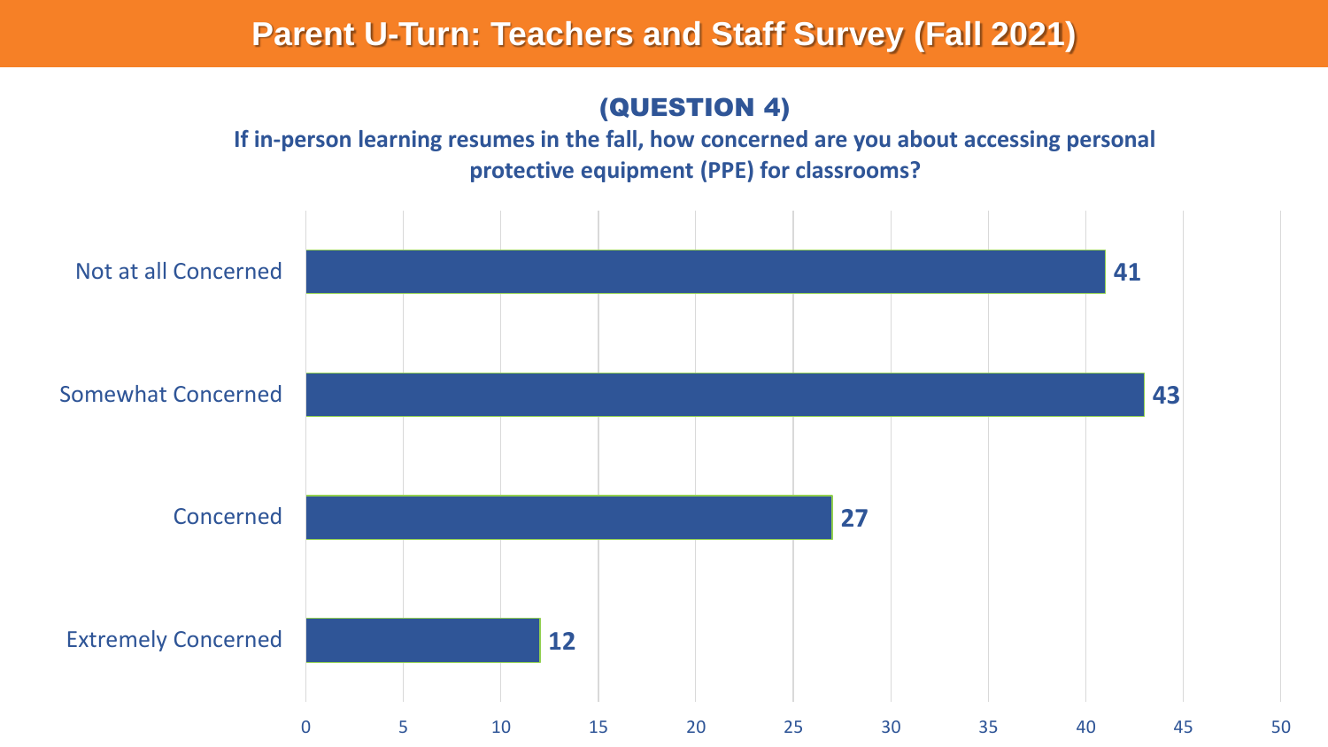# Parent U-Turn: Teachers and Staff Survey (Fall 2021)

## (QUESTION 4)

**If in-person learning resumes in the fall, how concerned are you about accessing personal protective equipment (PPE) for classrooms?**

| Response | Count |
|---|---|
| Not at all Concerned | 41 |
| Somewhat Concerned | 43 |
| Concerned | 27 |
| Extremely Concerned | 12 |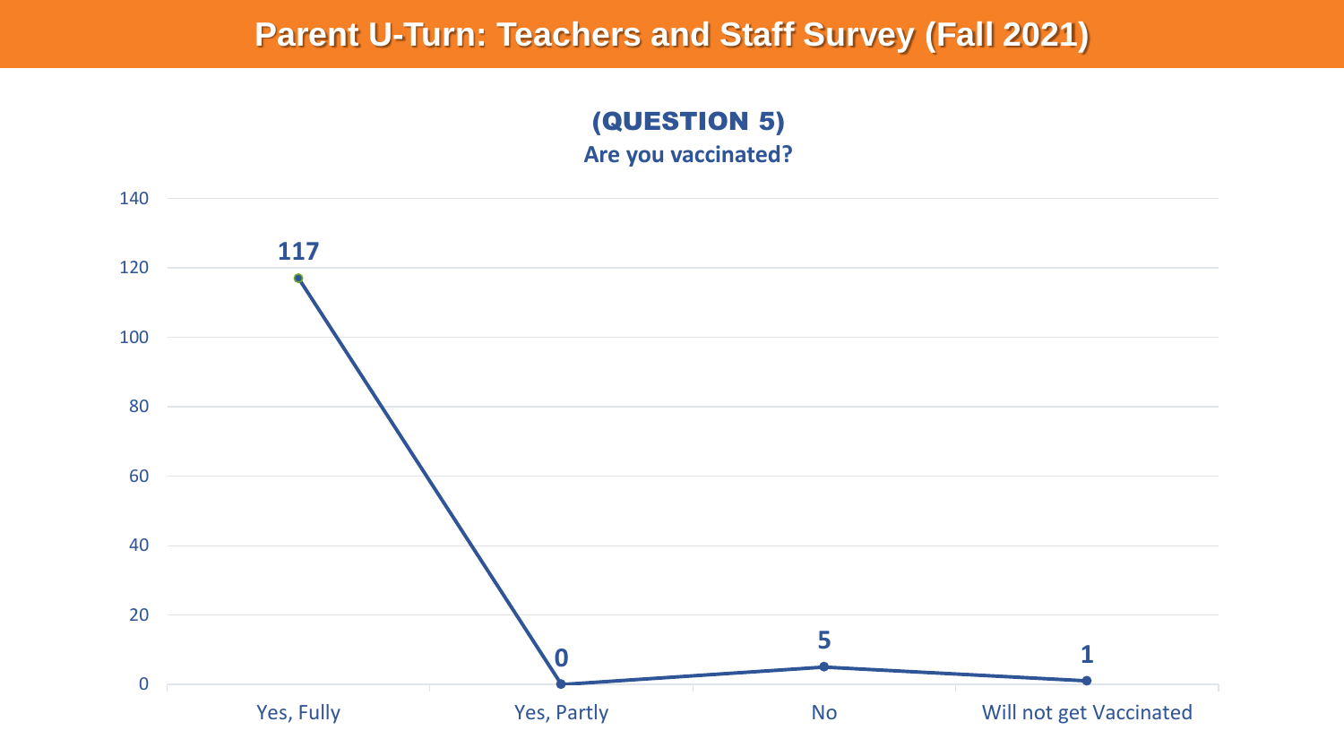# Parent U-Turn: Teachers and Staff Survey (Fall 2021)

## (QUESTION 5)

**Are you vaccinated?**

| Response | Count |
| --- | --- |
| Yes, Fully | 117 |
| Yes, Partly | 0 |
| No | 5 |
| Will not get Vaccinated | 1 |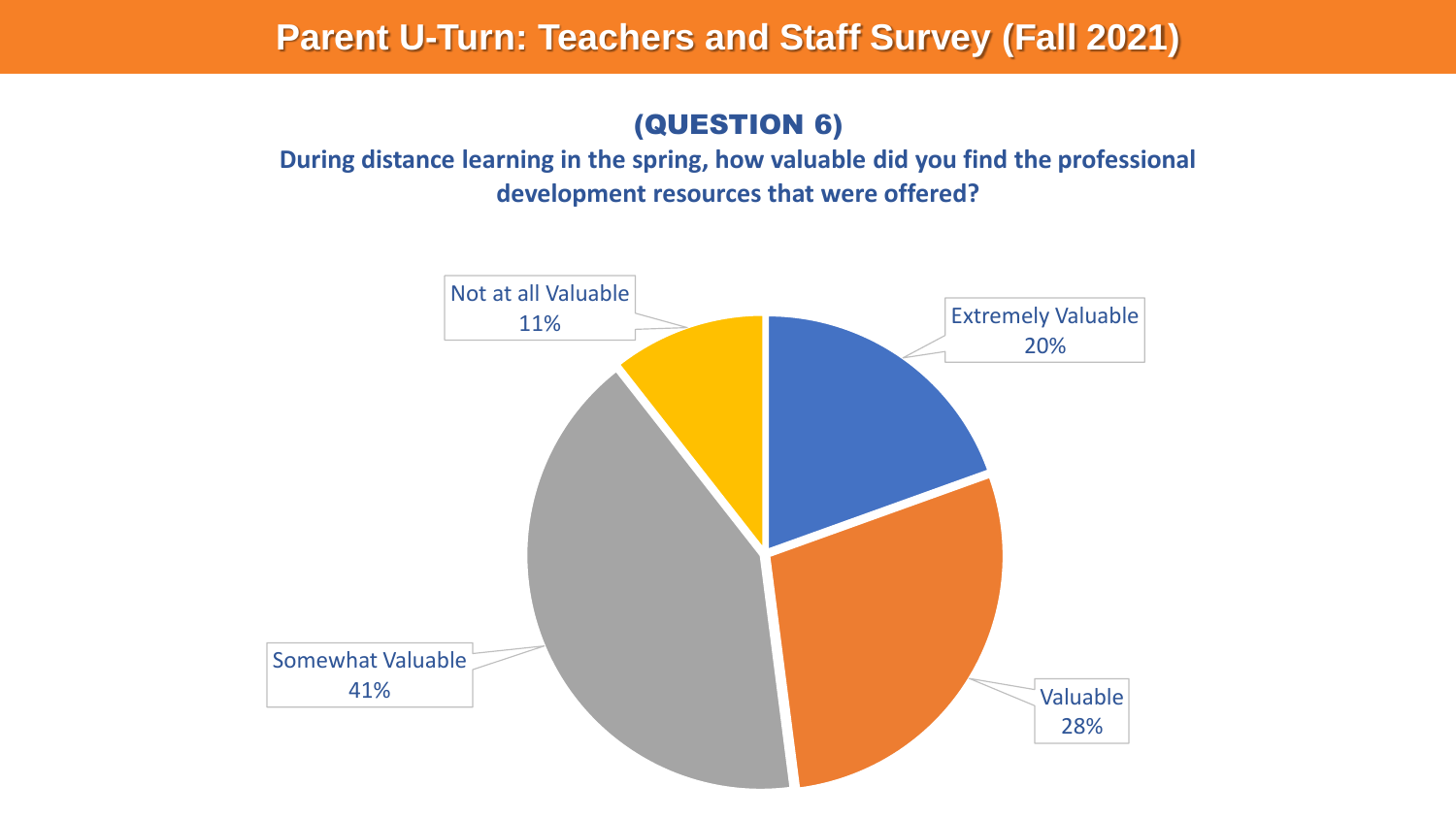# Parent U-Turn: Teachers and Staff Survey (Fall 2021)

## (QUESTION 6)

**During distance learning in the spring, how valuable did you find the professional development resources that were offered?**

| Response | Percentage |
| --- | --- |
| Extremely Valuable | 20% |
| Valuable | 28% |
| Somewhat Valuable | 41% |
| Not at all Valuable | 11% |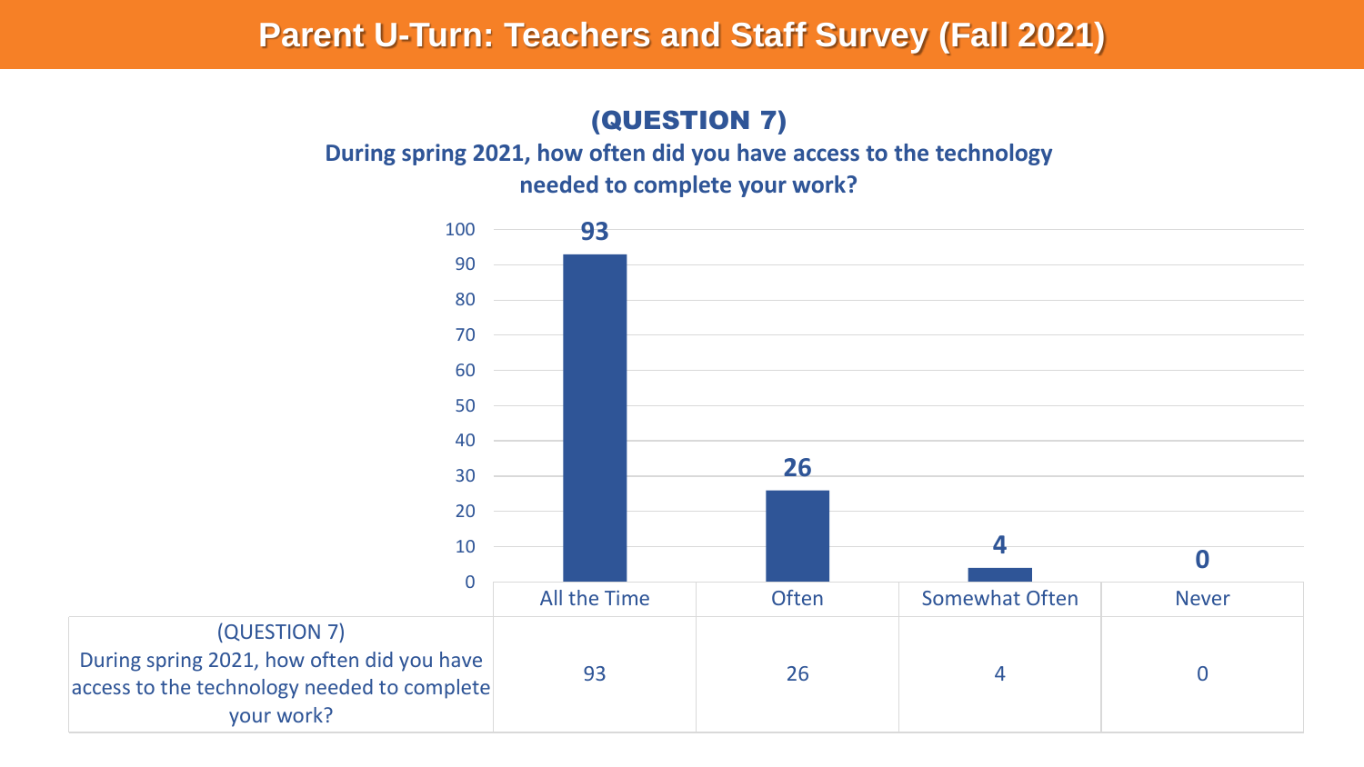# Parent U-Turn: Teachers and Staff Survey (Fall 2021)

## (QUESTION 7)

**During spring 2021, how often did you have access to the technology needed to complete your work?**

| | All the Time | Often | Somewhat Often | Never |
|---|---|---|---|---|
| (QUESTION 7) During spring 2021, how often did you have access to the technology needed to complete your work? | 93 | 26 | 4 | 0 |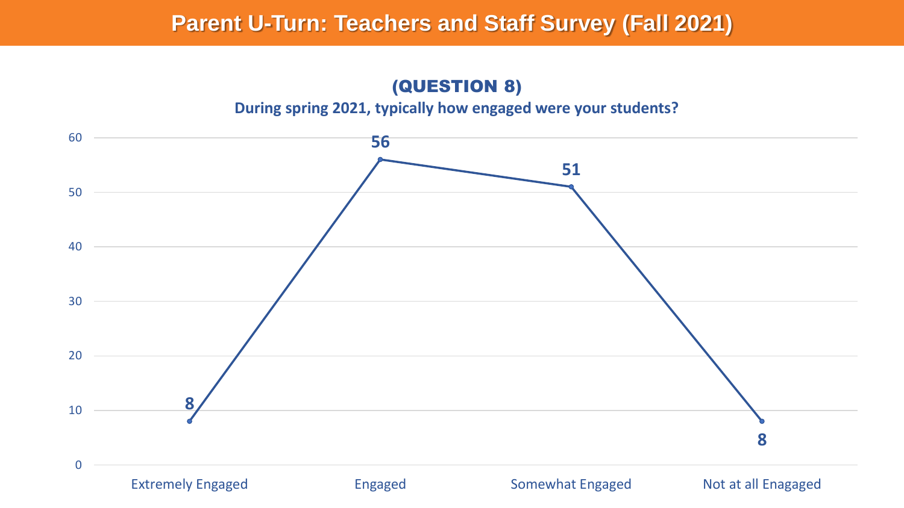# Parent U-Turn: Teachers and Staff Survey (Fall 2021)

## (QUESTION 8)

**During spring 2021, typically how engaged were your students?**

| Response | Count |
|---|---|
| Extremely Engaged | 8 |
| Engaged | 56 |
| Somewhat Engaged | 51 |
| Not at all Enagaged | 8 |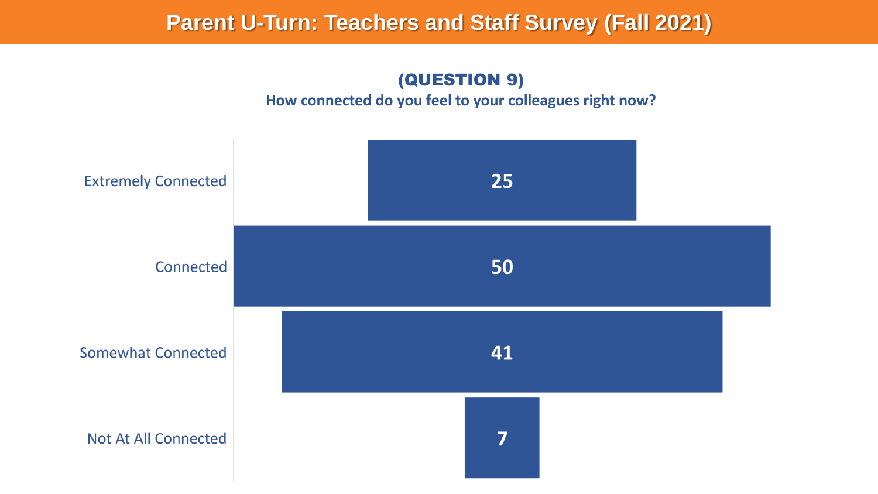# Parent U-Turn: Teachers and Staff Survey (Fall 2021)

## (QUESTION 9)

### How connected do you feel to your colleagues right now?

| Response | Count |
| --- | --- |
| Extremely Connected | 25 |
| Connected | 50 |
| Somewhat Connected | 41 |
| Not At All Connected | 7 |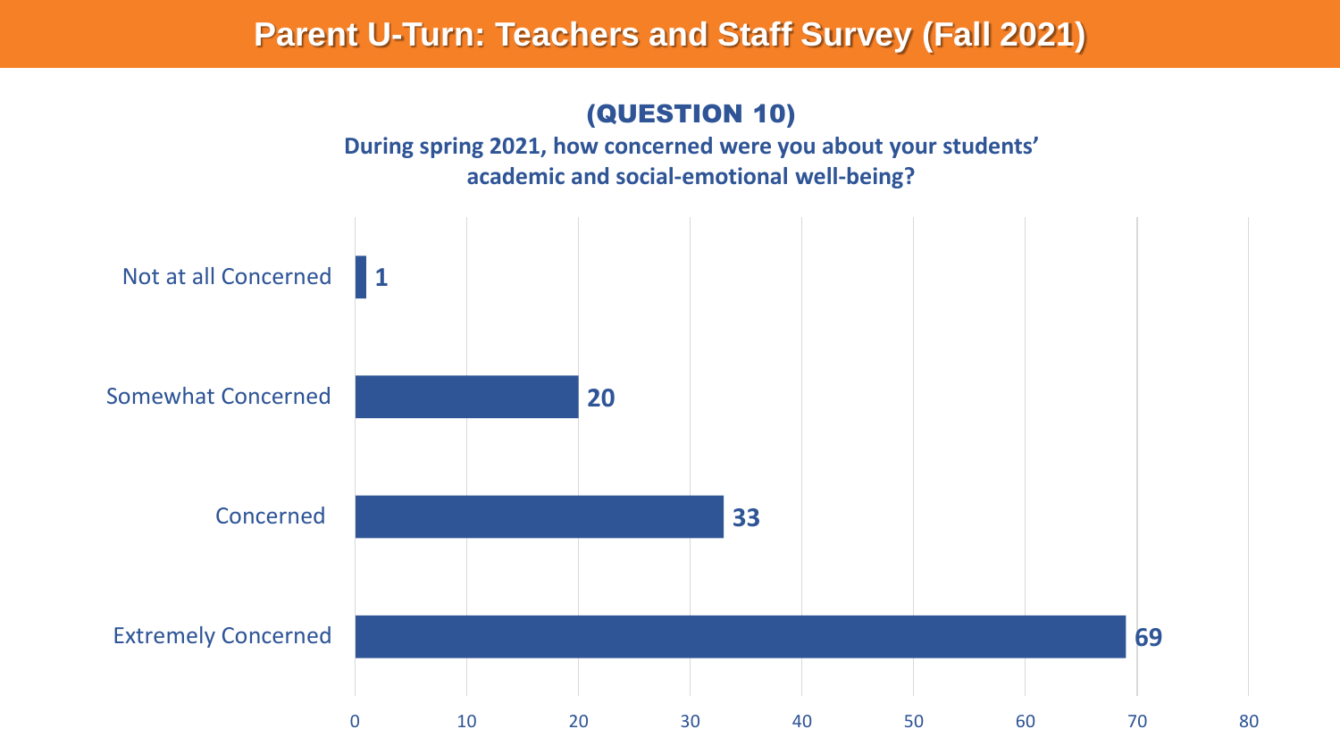# Parent U-Turn: Teachers and Staff Survey (Fall 2021)

## (QUESTION 10)

**During spring 2021, how concerned were you about your students' academic and social-emotional well-being?**

| Response | Count |
|---|---|
| Not at all Concerned | 1 |
| Somewhat Concerned | 20 |
| Concerned | 33 |
| Extremely Concerned | 69 |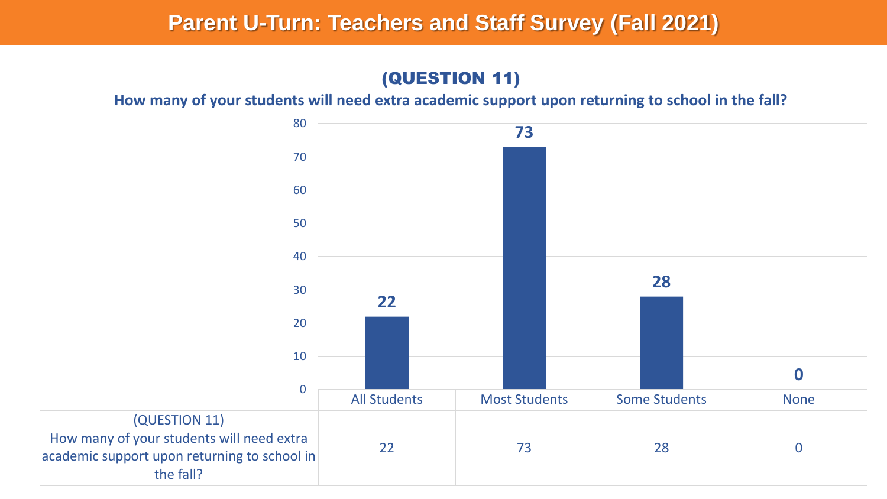# Parent U-Turn: Teachers and Staff Survey (Fall 2021)

## (QUESTION 11)

**How many of your students will need extra academic support upon returning to school in the fall?**

| | All Students | Most Students | Some Students | None |
|---|---|---|---|---|
| (QUESTION 11) How many of your students will need extra academic support upon returning to school in the fall? | 22 | 73 | 28 | 0 |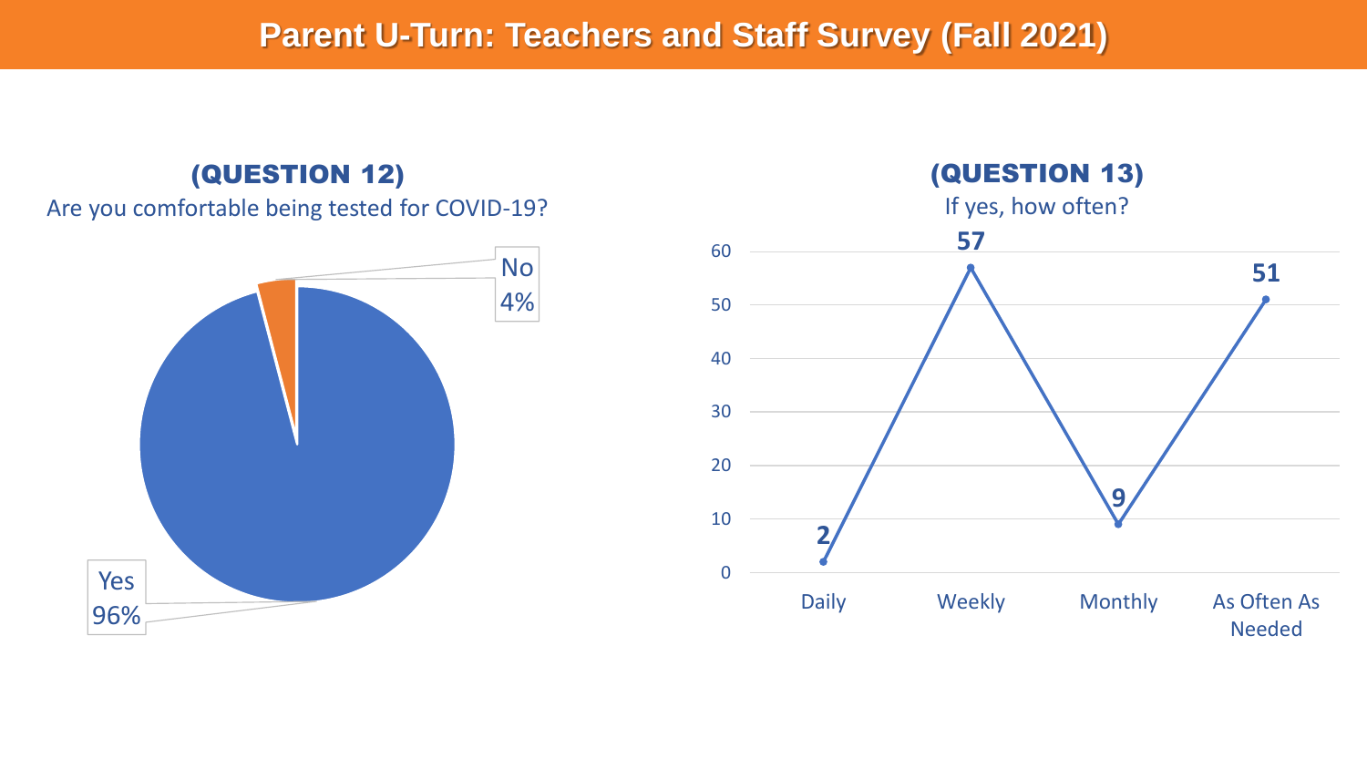# Parent U-Turn: Teachers and Staff Survey (Fall 2021)

## (QUESTION 12)

Are you comfortable being tested for COVID-19?

| Response | Percentage |
|---|---|
| Yes | 96% |
| No | 4% |

## (QUESTION 13)

If yes, how often?

| Frequency | Count |
|---|---|
| Daily | 2 |
| Weekly | 57 |
| Monthly | 9 |
| As Often As Needed | 51 |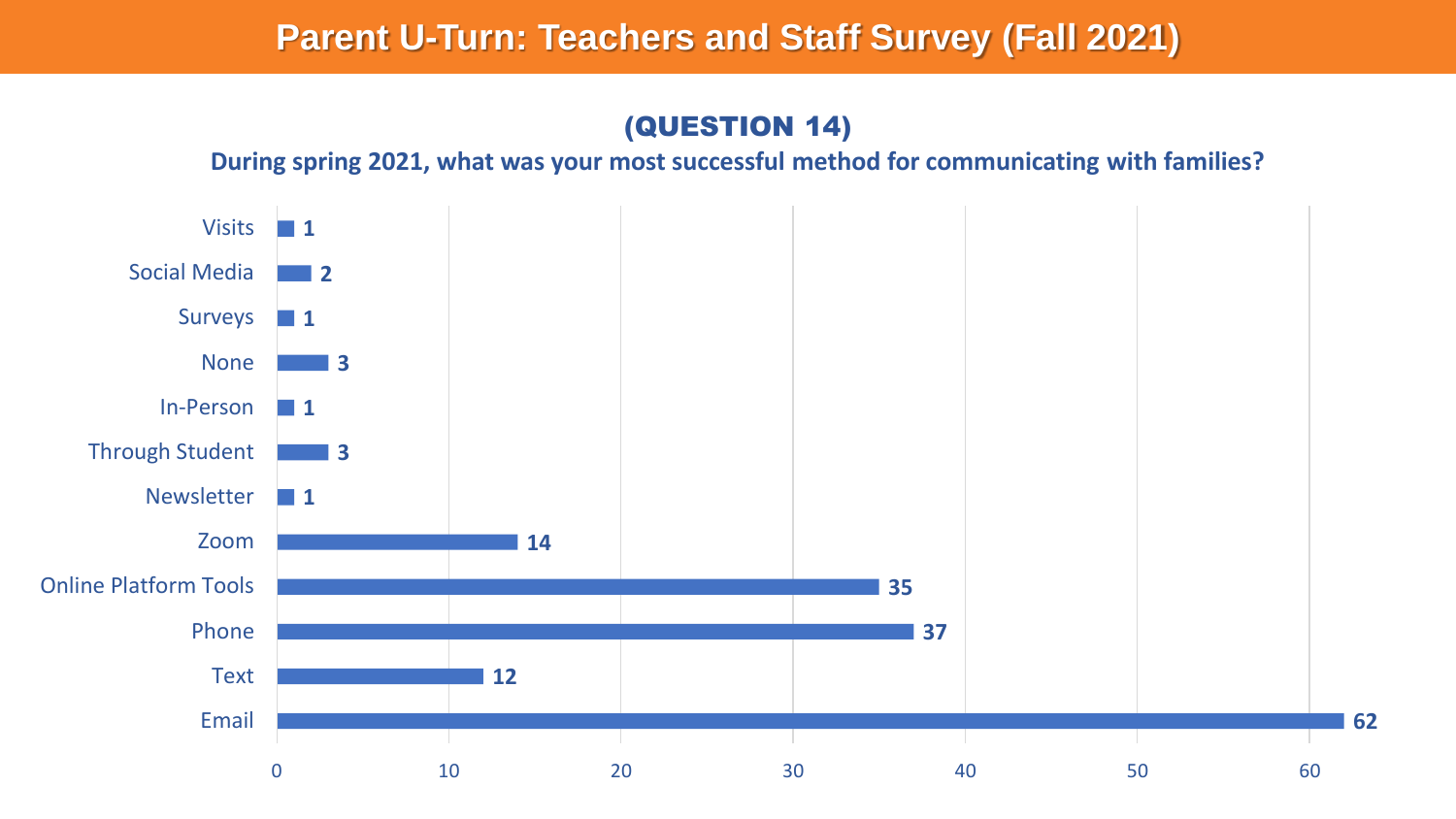# Parent U-Turn: Teachers and Staff Survey (Fall 2021)

## (QUESTION 14)

### During spring 2021, what was your most successful method for communicating with families?

| Method | Count |
|---|---|
| Visits | 1 |
| Social Media | 2 |
| Surveys | 1 |
| None | 3 |
| In-Person | 1 |
| Through Student | 3 |
| Newsletter | 1 |
| Zoom | 14 |
| Online Platform Tools | 35 |
| Phone | 37 |
| Text | 12 |
| Email | 62 |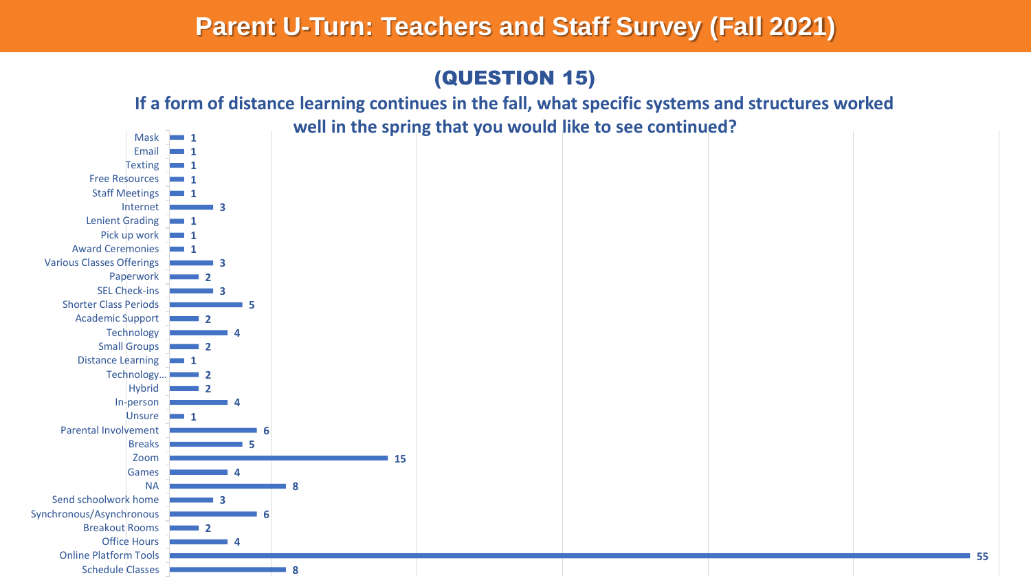# Parent U-Turn: Teachers and Staff Survey (Fall 2021)

## (QUESTION 15)

### If a form of distance learning continues in the fall, what specific systems and structures worked well in the spring that you would like to see continued?

| Response | Count |
| --- | --- |
| Mask | 1 |
| Email | 1 |
| Texting | 1 |
| Free Resources | 1 |
| Staff Meetings | 1 |
| Internet | 3 |
| Lenient Grading | 1 |
| Pick up work | 1 |
| Award Ceremonies | 1 |
| Various Classes Offerings | 3 |
| Paperwork | 2 |
| SEL Check-ins | 3 |
| Shorter Class Periods | 5 |
| Academic Support | 2 |
| Technology | 4 |
| Small Groups | 2 |
| Distance Learning | 1 |
| Technology... | 2 |
| Hybrid | 2 |
| In-person | 4 |
| Unsure | 1 |
| Parental Involvement | 6 |
| Breaks | 5 |
| Zoom | 15 |
| Games | 4 |
| NA | 8 |
| Send schoolwork home | 3 |
| Synchronous/Asynchronous | 6 |
| Breakout Rooms | 2 |
| Office Hours | 4 |
| Online Platform Tools | 55 |
| Schedule Classes | 8 |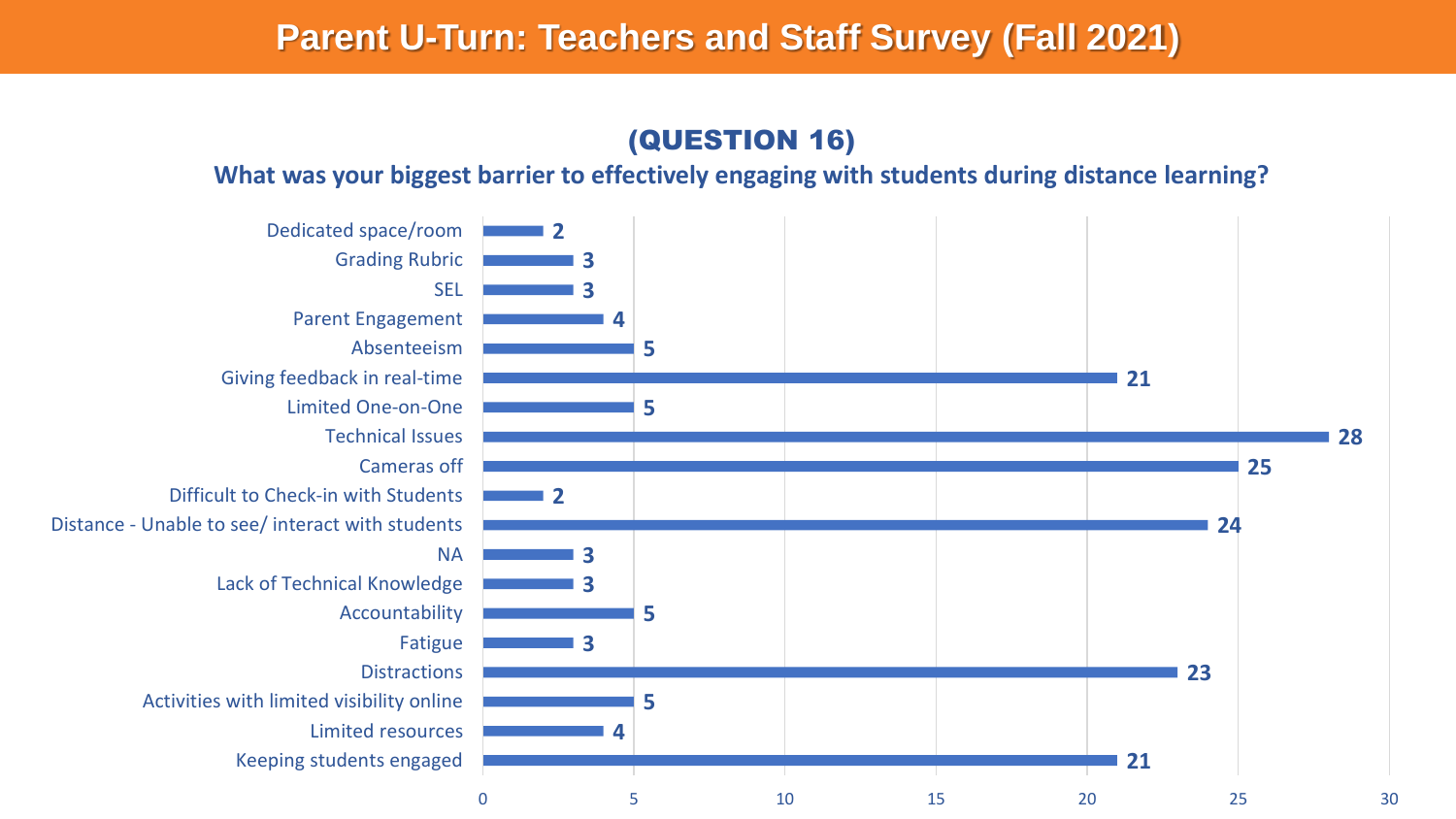# Parent U-Turn: Teachers and Staff Survey (Fall 2021)

## (QUESTION 16)

### What was your biggest barrier to effectively engaging with students during distance learning?

| Barrier | Count |
|---|---|
| Dedicated space/room | 2 |
| Grading Rubric | 3 |
| SEL | 3 |
| Parent Engagement | 4 |
| Absenteeism | 5 |
| Giving feedback in real-time | 21 |
| Limited One-on-One | 5 |
| Technical Issues | 28 |
| Cameras off | 25 |
| Difficult to Check-in with Students | 2 |
| Distance - Unable to see/ interact with students | 24 |
| NA | 3 |
| Lack of Technical Knowledge | 3 |
| Accountability | 5 |
| Fatigue | 3 |
| Distractions | 23 |
| Activities with limited visibility online | 5 |
| Limited resources | 4 |
| Keeping students engaged | 21 |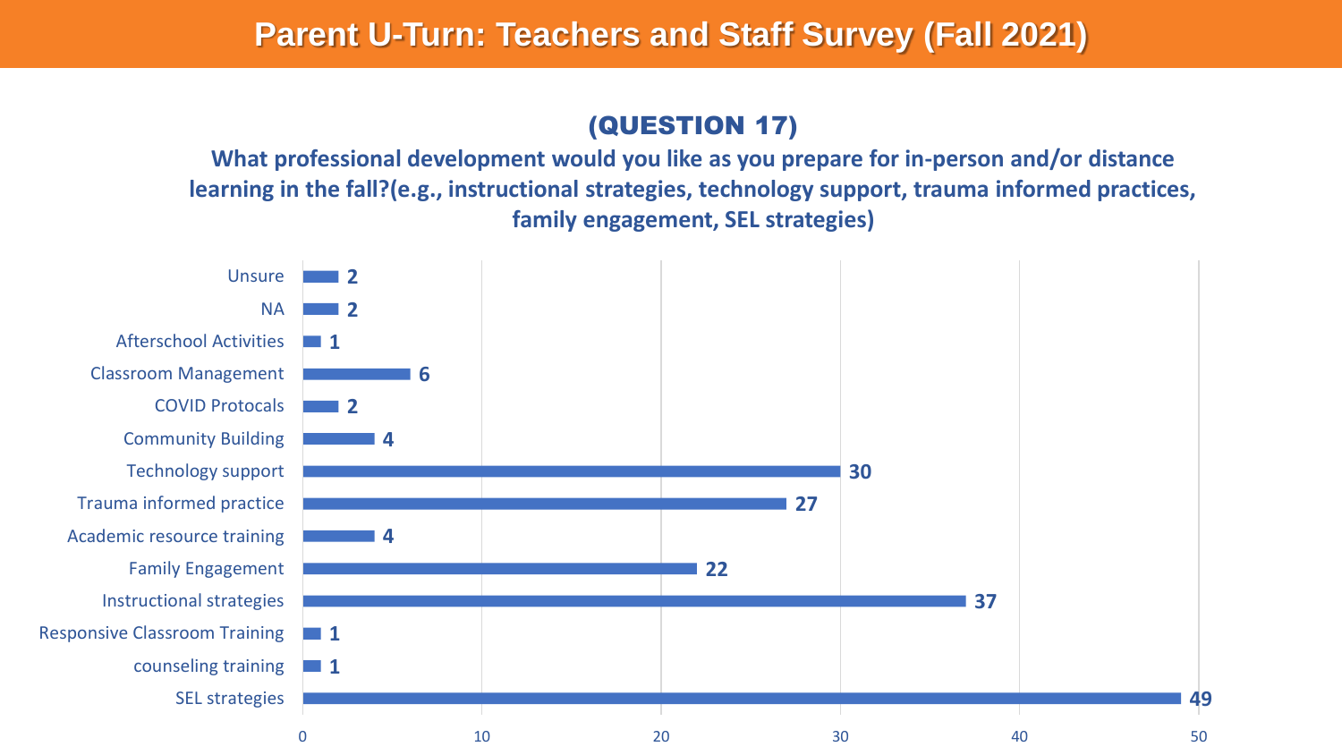# Parent U-Turn: Teachers and Staff Survey (Fall 2021)

## (QUESTION 17)

**What professional development would you like as you prepare for in-person and/or distance learning in the fall?(e.g., instructional strategies, technology support, trauma informed practices, family engagement, SEL strategies)**

| Response | Count |
| --- | --- |
| Unsure | 2 |
| NA | 2 |
| Afterschool Activities | 1 |
| Classroom Management | 6 |
| COVID Protocals | 2 |
| Community Building | 4 |
| Technology support | 30 |
| Trauma informed practice | 27 |
| Academic resource training | 4 |
| Family Engagement | 22 |
| Instructional strategies | 37 |
| Responsive Classroom Training | 1 |
| counseling training | 1 |
| SEL strategies | 49 |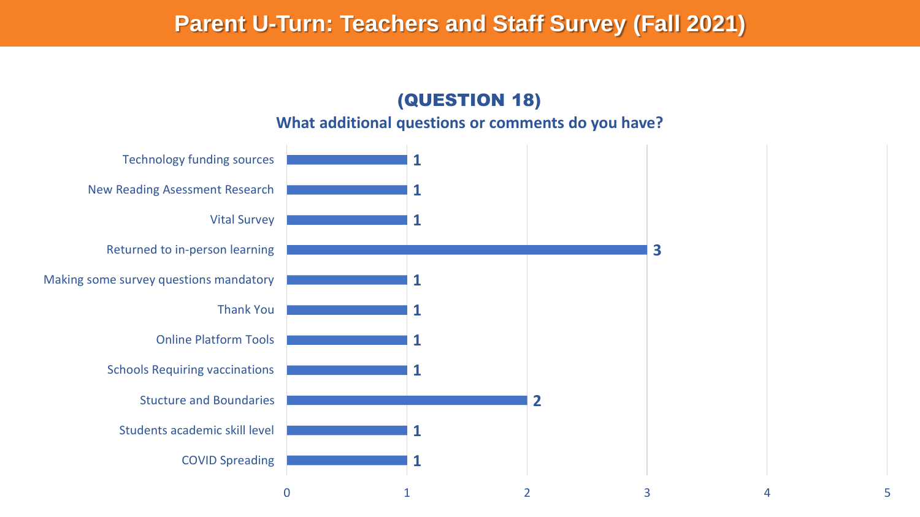# Parent U-Turn: Teachers and Staff Survey (Fall 2021)

## (QUESTION 18)

### What additional questions or comments do you have?

Technology funding sources 1

New Reading Asessment Research 1

Vital Survey 1

Returned to in-person learning 3

Making some survey questions mandatory 1

Thank You 1

Online Platform Tools 1

Schools Requiring vaccinations 1

Stucture and Boundaries 2

Students academic skill level 1

COVID Spreading 1

0 1 2 3 4 5